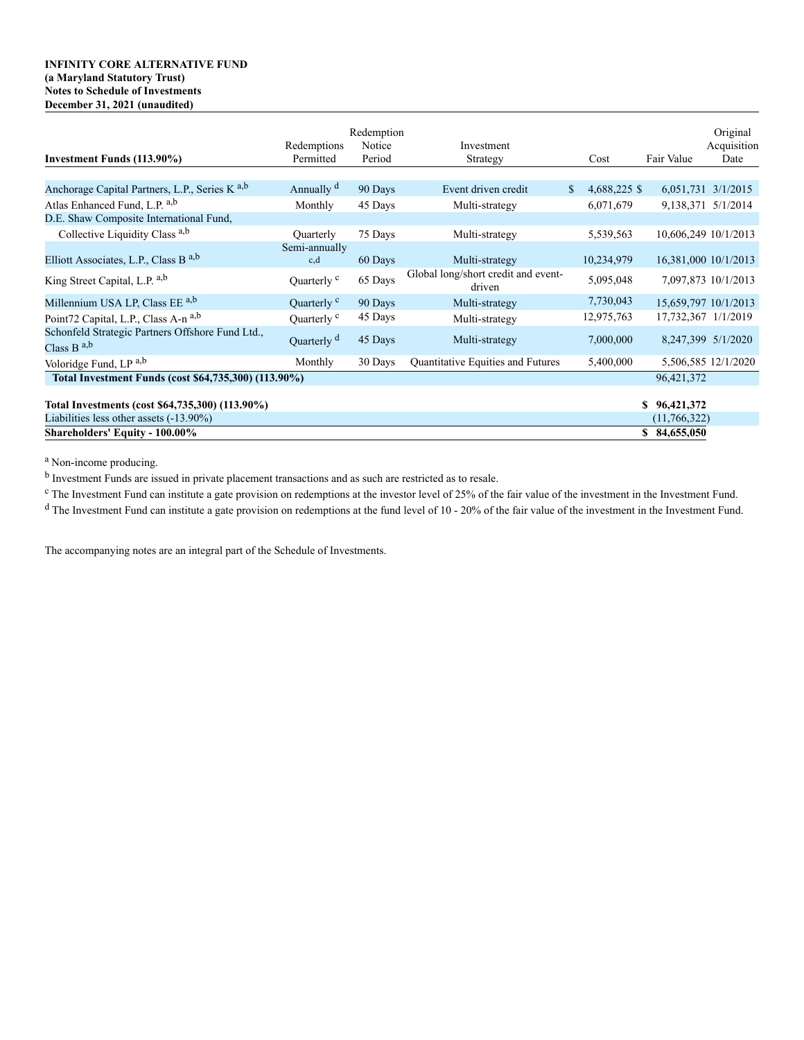**INFINITY CORE ALTERNATIVE FUND**
**(a Maryland Statutory Trust)**
**Notes to Schedule of Investments**
**December 31, 2021 (unaudited)**

| Investment Funds (113.90%) | Redemptions Permitted | Redemption Notice Period | Investment Strategy | Cost | Fair Value | Original Acquisition Date |
|---|---|---|---|---|---|---|
| Anchorage Capital Partners, L.P., Series K [a,b] | Annually [d] | 90 Days | Event driven credit | $ 4,688,225 | $ 6,051,731 | 3/1/2015 |
| Atlas Enhanced Fund, L.P. [a,b] | Monthly | 45 Days | Multi-strategy | 6,071,679 | 9,138,371 | 5/1/2014 |
| D.E. Shaw Composite International Fund, Collective Liquidity Class [a,b] | Quarterly | 75 Days | Multi-strategy | 5,539,563 | 10,606,249 | 10/1/2013 |
| Elliott Associates, L.P., Class B [a,b] | Semi-annually [c,d] | 60 Days | Multi-strategy | 10,234,979 | 16,381,000 | 10/1/2013 |
| King Street Capital, L.P. [a,b] | Quarterly [c] | 65 Days | Global long/short credit and event-driven | 5,095,048 | 7,097,873 | 10/1/2013 |
| Millennium USA LP, Class EE [a,b] | Quarterly [c] | 90 Days | Multi-strategy | 7,730,043 | 15,659,797 | 10/1/2013 |
| Point72 Capital, L.P., Class A-n [a,b] | Quarterly [c] | 45 Days | Multi-strategy | 12,975,763 | 17,732,367 | 1/1/2019 |
| Schonfeld Strategic Partners Offshore Fund Ltd., Class B [a,b] | Quarterly [d] | 45 Days | Multi-strategy | 7,000,000 | 8,247,399 | 5/1/2020 |
| Voloridge Fund, LP [a,b] | Monthly | 30 Days | Quantitative Equities and Futures | 5,400,000 | 5,506,585 | 12/1/2020 |
| **Total Investment Funds (cost $64,735,300) (113.90%)** | | | | | 96,421,372 | |
| | | | | | | |
| **Total Investments (cost $64,735,300) (113.90%)** | | | | | **$ 96,421,372** | |
| Liabilities less other assets (-13.90%) | | | | | (11,766,322) | |
| **Shareholders' Equity - 100.00%** | | | | | **$ 84,655,050** | |

[a] Non-income producing.

[b] Investment Funds are issued in private placement transactions and as such are restricted as to resale.

[c] The Investment Fund can institute a gate provision on redemptions at the investor level of 25% of the fair value of the investment in the Investment Fund.

[d] The Investment Fund can institute a gate provision on redemptions at the fund level of 10 - 20% of the fair value of the investment in the Investment Fund.

The accompanying notes are an integral part of the Schedule of Investments.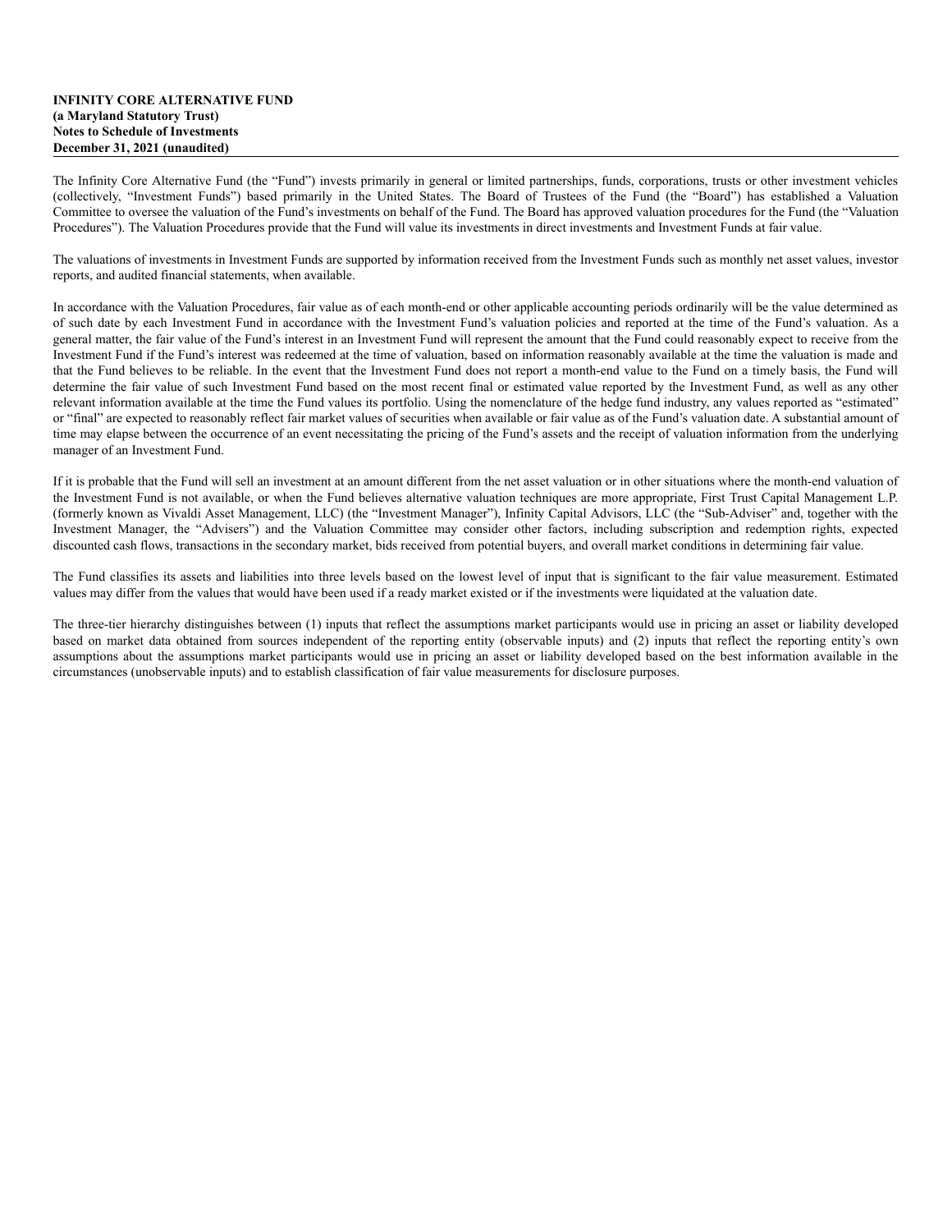**INFINITY CORE ALTERNATIVE FUND**
**(a Maryland Statutory Trust)**
**Notes to Schedule of Investments**
**December 31, 2021 (unaudited)**

The Infinity Core Alternative Fund (the "Fund") invests primarily in general or limited partnerships, funds, corporations, trusts or other investment vehicles (collectively, "Investment Funds") based primarily in the United States. The Board of Trustees of the Fund (the "Board") has established a Valuation Committee to oversee the valuation of the Fund's investments on behalf of the Fund. The Board has approved valuation procedures for the Fund (the "Valuation Procedures"). The Valuation Procedures provide that the Fund will value its investments in direct investments and Investment Funds at fair value.

The valuations of investments in Investment Funds are supported by information received from the Investment Funds such as monthly net asset values, investor reports, and audited financial statements, when available.

In accordance with the Valuation Procedures, fair value as of each month-end or other applicable accounting periods ordinarily will be the value determined as of such date by each Investment Fund in accordance with the Investment Fund's valuation policies and reported at the time of the Fund's valuation. As a general matter, the fair value of the Fund's interest in an Investment Fund will represent the amount that the Fund could reasonably expect to receive from the Investment Fund if the Fund's interest was redeemed at the time of valuation, based on information reasonably available at the time the valuation is made and that the Fund believes to be reliable. In the event that the Investment Fund does not report a month-end value to the Fund on a timely basis, the Fund will determine the fair value of such Investment Fund based on the most recent final or estimated value reported by the Investment Fund, as well as any other relevant information available at the time the Fund values its portfolio. Using the nomenclature of the hedge fund industry, any values reported as "estimated" or "final" are expected to reasonably reflect fair market values of securities when available or fair value as of the Fund's valuation date. A substantial amount of time may elapse between the occurrence of an event necessitating the pricing of the Fund's assets and the receipt of valuation information from the underlying manager of an Investment Fund.

If it is probable that the Fund will sell an investment at an amount different from the net asset valuation or in other situations where the month-end valuation of the Investment Fund is not available, or when the Fund believes alternative valuation techniques are more appropriate, First Trust Capital Management L.P. (formerly known as Vivaldi Asset Management, LLC) (the "Investment Manager"), Infinity Capital Advisors, LLC (the "Sub-Adviser" and, together with the Investment Manager, the "Advisers") and the Valuation Committee may consider other factors, including subscription and redemption rights, expected discounted cash flows, transactions in the secondary market, bids received from potential buyers, and overall market conditions in determining fair value.

The Fund classifies its assets and liabilities into three levels based on the lowest level of input that is significant to the fair value measurement. Estimated values may differ from the values that would have been used if a ready market existed or if the investments were liquidated at the valuation date.

The three-tier hierarchy distinguishes between (1) inputs that reflect the assumptions market participants would use in pricing an asset or liability developed based on market data obtained from sources independent of the reporting entity (observable inputs) and (2) inputs that reflect the reporting entity's own assumptions about the assumptions market participants would use in pricing an asset or liability developed based on the best information available in the circumstances (unobservable inputs) and to establish classification of fair value measurements for disclosure purposes.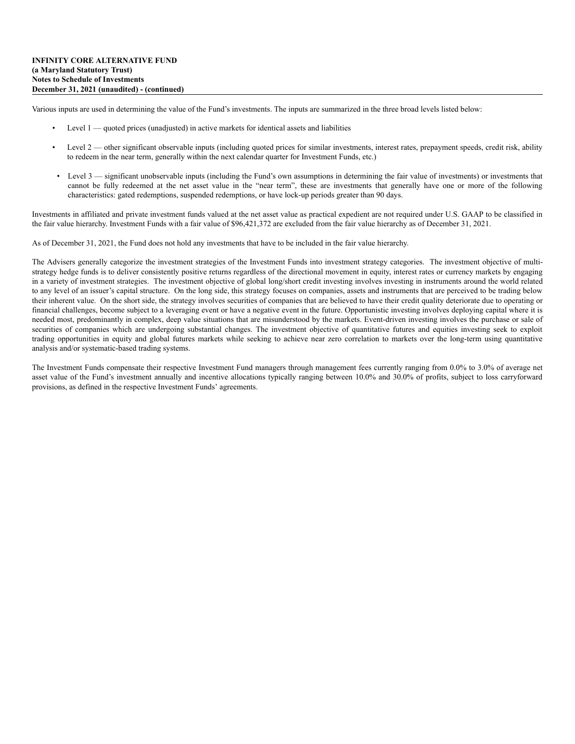Various inputs are used in determining the value of the Fund's investments. The inputs are summarized in the three broad levels listed below:

- Level 1 — quoted prices (unadjusted) in active markets for identical assets and liabilities
- Level 2 — other significant observable inputs (including quoted prices for similar investments, interest rates, prepayment speeds, credit risk, ability to redeem in the near term, generally within the next calendar quarter for Investment Funds, etc.)
- Level 3 — significant unobservable inputs (including the Fund's own assumptions in determining the fair value of investments) or investments that cannot be fully redeemed at the net asset value in the "near term", these are investments that generally have one or more of the following characteristics: gated redemptions, suspended redemptions, or have lock-up periods greater than 90 days.

Investments in affiliated and private investment funds valued at the net asset value as practical expedient are not required under U.S. GAAP to be classified in the fair value hierarchy. Investment Funds with a fair value of $96,421,372 are excluded from the fair value hierarchy as of December 31, 2021.

As of December 31, 2021, the Fund does not hold any investments that have to be included in the fair value hierarchy.

The Advisers generally categorize the investment strategies of the Investment Funds into investment strategy categories. The investment objective of multi-strategy hedge funds is to deliver consistently positive returns regardless of the directional movement in equity, interest rates or currency markets by engaging in a variety of investment strategies. The investment objective of global long/short credit investing involves investing in instruments around the world related to any level of an issuer's capital structure. On the long side, this strategy focuses on companies, assets and instruments that are perceived to be trading below their inherent value. On the short side, the strategy involves securities of companies that are believed to have their credit quality deteriorate due to operating or financial challenges, become subject to a leveraging event or have a negative event in the future. Opportunistic investing involves deploying capital where it is needed most, predominantly in complex, deep value situations that are misunderstood by the markets. Event-driven investing involves the purchase or sale of securities of companies which are undergoing substantial changes. The investment objective of quantitative futures and equities investing seek to exploit trading opportunities in equity and global futures markets while seeking to achieve near zero correlation to markets over the long-term using quantitative analysis and/or systematic-based trading systems.

The Investment Funds compensate their respective Investment Fund managers through management fees currently ranging from 0.0% to 3.0% of average net asset value of the Fund's investment annually and incentive allocations typically ranging between 10.0% and 30.0% of profits, subject to loss carryforward provisions, as defined in the respective Investment Funds' agreements.